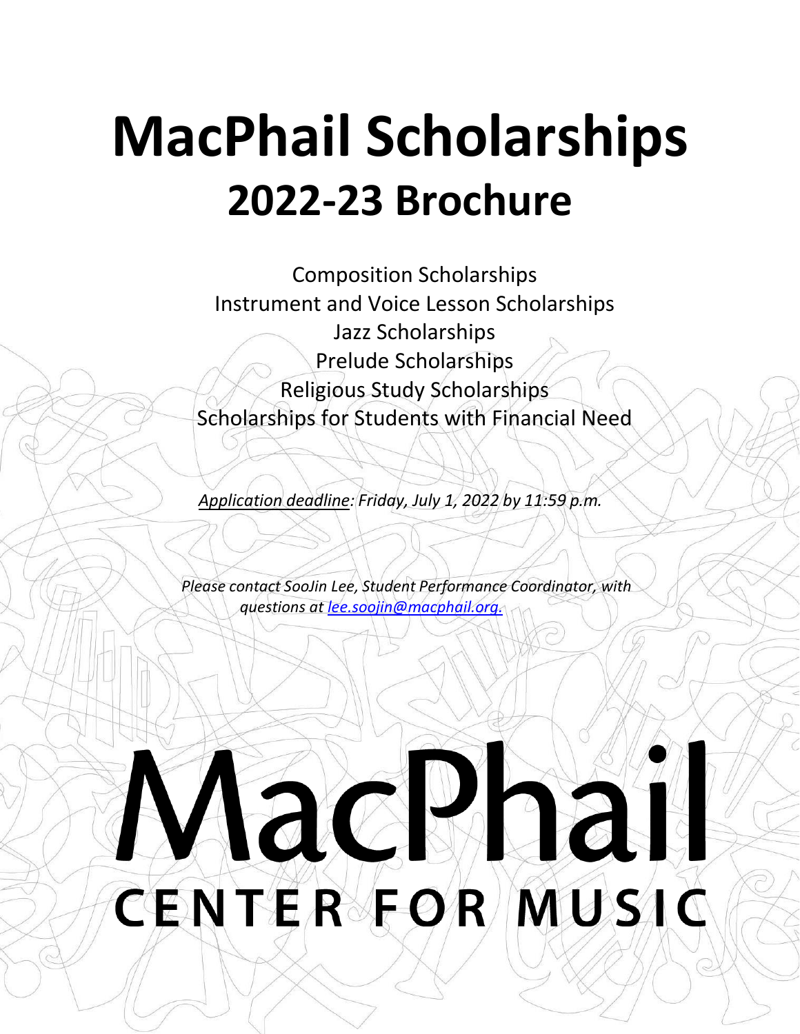# MacPhail Scholarships
## 2022-23 Brochure

Composition Scholarships
Instrument and Voice Lesson Scholarships
Jazz Scholarships
Prelude Scholarships
Religious Study Scholarships
Scholarships for Students with Financial Need

*Application deadline: Friday, July 1, 2022 by 11:59 p.m.*

*Please contact SooJin Lee, Student Performance Coordinator, with questions at lee.soojin@macphail.org.*

MacPhail
CENTER FOR MUSIC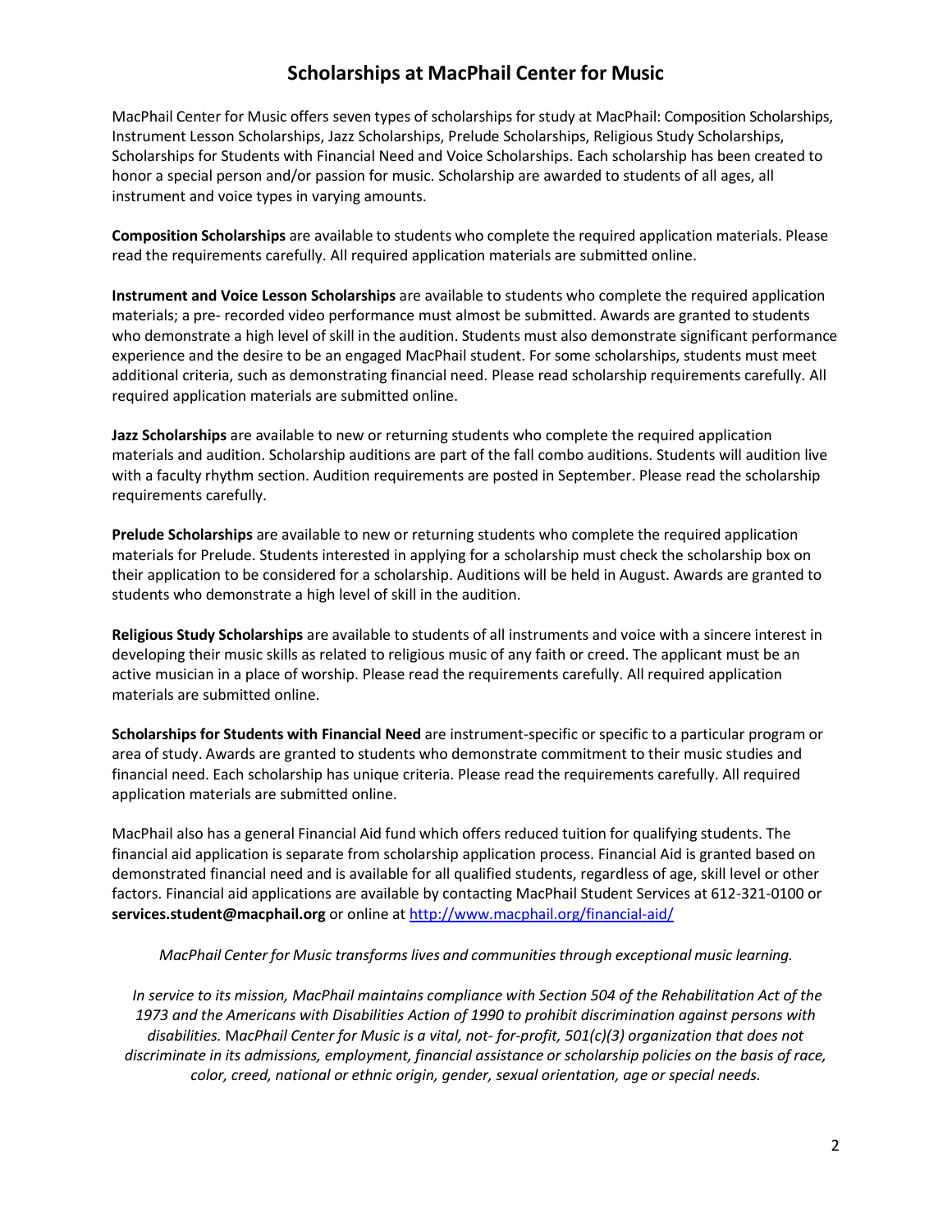# Scholarships at MacPhail Center for Music

MacPhail Center for Music offers seven types of scholarships for study at MacPhail: Composition Scholarships, Instrument Lesson Scholarships, Jazz Scholarships, Prelude Scholarships, Religious Study Scholarships, Scholarships for Students with Financial Need and Voice Scholarships. Each scholarship has been created to honor a special person and/or passion for music. Scholarship are awarded to students of all ages, all instrument and voice types in varying amounts.

**Composition Scholarships** are available to students who complete the required application materials. Please read the requirements carefully. All required application materials are submitted online.

**Instrument and Voice Lesson Scholarships** are available to students who complete the required application materials; a pre- recorded video performance must almost be submitted. Awards are granted to students who demonstrate a high level of skill in the audition. Students must also demonstrate significant performance experience and the desire to be an engaged MacPhail student. For some scholarships, students must meet additional criteria, such as demonstrating financial need. Please read scholarship requirements carefully. All required application materials are submitted online.

**Jazz Scholarships** are available to new or returning students who complete the required application materials and audition. Scholarship auditions are part of the fall combo auditions. Students will audition live with a faculty rhythm section. Audition requirements are posted in September. Please read the scholarship requirements carefully.

**Prelude Scholarships** are available to new or returning students who complete the required application materials for Prelude. Students interested in applying for a scholarship must check the scholarship box on their application to be considered for a scholarship. Auditions will be held in August. Awards are granted to students who demonstrate a high level of skill in the audition.

**Religious Study Scholarships** are available to students of all instruments and voice with a sincere interest in developing their music skills as related to religious music of any faith or creed. The applicant must be an active musician in a place of worship. Please read the requirements carefully. All required application materials are submitted online.

**Scholarships for Students with Financial Need** are instrument-specific or specific to a particular program or area of study. Awards are granted to students who demonstrate commitment to their music studies and financial need. Each scholarship has unique criteria. Please read the requirements carefully. All required application materials are submitted online.

MacPhail also has a general Financial Aid fund which offers reduced tuition for qualifying students. The financial aid application is separate from scholarship application process. Financial Aid is granted based on demonstrated financial need and is available for all qualified students, regardless of age, skill level or other factors. Financial aid applications are available by contacting MacPhail Student Services at 612-321-0100 or **services.student@macphail.org** or online at http://www.macphail.org/financial-aid/

*MacPhail Center for Music transforms lives and communities through exceptional music learning.*

*In service to its mission, MacPhail maintains compliance with Section 504 of the Rehabilitation Act of the 1973 and the Americans with Disabilities Action of 1990 to prohibit discrimination against persons with disabilities. MacPhail Center for Music is a vital, not- for-profit, 501(c)(3) organization that does not discriminate in its admissions, employment, financial assistance or scholarship policies on the basis of race, color, creed, national or ethnic origin, gender, sexual orientation, age or special needs.*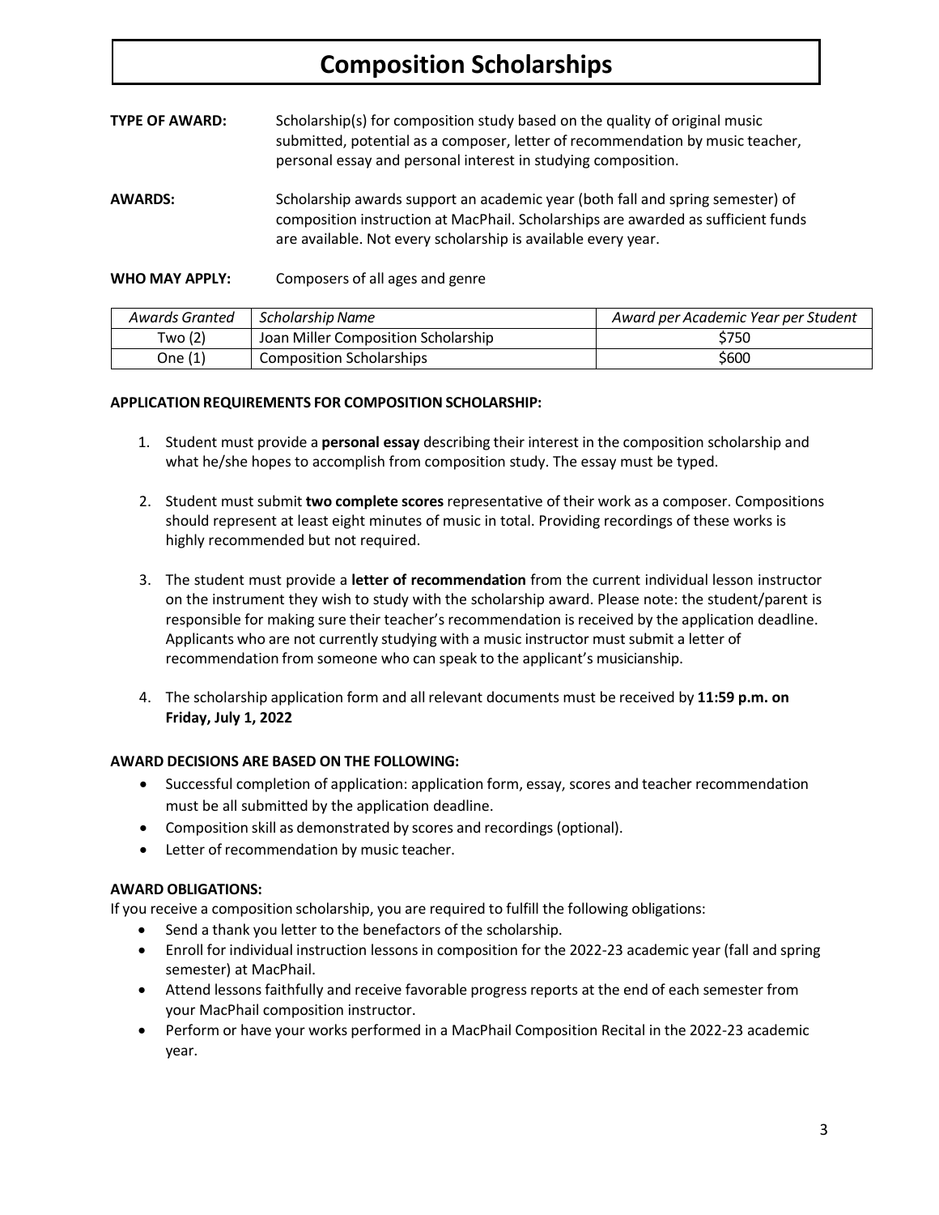# Composition Scholarships

**TYPE OF AWARD:** Scholarship(s) for composition study based on the quality of original music submitted, potential as a composer, letter of recommendation by music teacher, personal essay and personal interest in studying composition.

**AWARDS:** Scholarship awards support an academic year (both fall and spring semester) of composition instruction at MacPhail. Scholarships are awarded as sufficient funds are available. Not every scholarship is available every year.

**WHO MAY APPLY:** Composers of all ages and genre

| *Awards Granted* | *Scholarship Name* | *Award per Academic Year per Student* |
|---|---|---|
| Two (2) | Joan Miller Composition Scholarship | $750 |
| One (1) | Composition Scholarships | $600 |

**APPLICATION REQUIREMENTS FOR COMPOSITION SCHOLARSHIP:**

1. Student must provide a **personal essay** describing their interest in the composition scholarship and what he/she hopes to accomplish from composition study. The essay must be typed.

2. Student must submit **two complete scores** representative of their work as a composer. Compositions should represent at least eight minutes of music in total. Providing recordings of these works is highly recommended but not required.

3. The student must provide a **letter of recommendation** from the current individual lesson instructor on the instrument they wish to study with the scholarship award. Please note: the student/parent is responsible for making sure their teacher's recommendation is received by the application deadline. Applicants who are not currently studying with a music instructor must submit a letter of recommendation from someone who can speak to the applicant's musicianship.

4. The scholarship application form and all relevant documents must be received by **11:59 p.m. on Friday, July 1, 2022**

**AWARD DECISIONS ARE BASED ON THE FOLLOWING:**

- Successful completion of application: application form, essay, scores and teacher recommendation must be all submitted by the application deadline.
- Composition skill as demonstrated by scores and recordings (optional).
- Letter of recommendation by music teacher.

**AWARD OBLIGATIONS:**

If you receive a composition scholarship, you are required to fulfill the following obligations:

- Send a thank you letter to the benefactors of the scholarship.
- Enroll for individual instruction lessons in composition for the 2022-23 academic year (fall and spring semester) at MacPhail.
- Attend lessons faithfully and receive favorable progress reports at the end of each semester from your MacPhail composition instructor.
- Perform or have your works performed in a MacPhail Composition Recital in the 2022-23 academic year.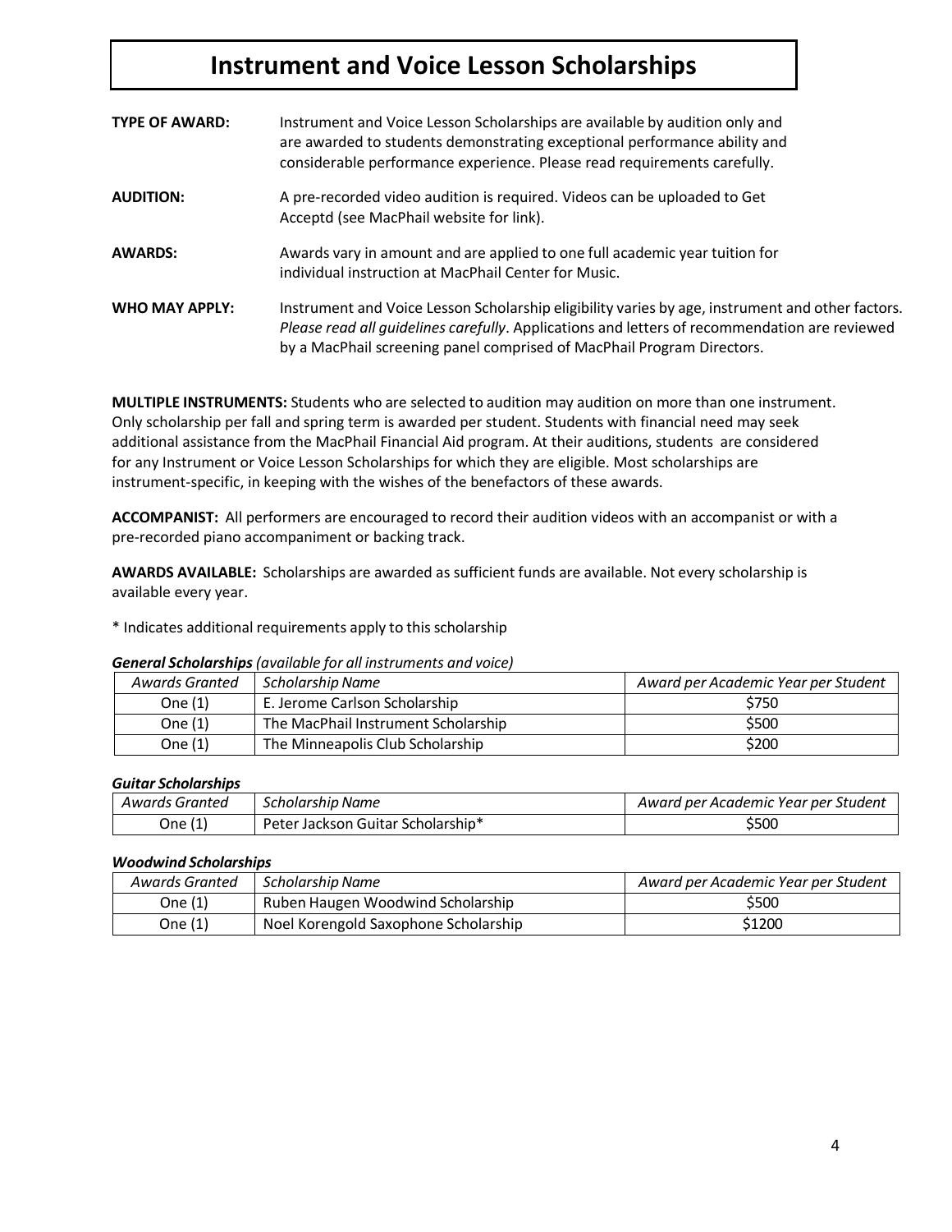# Instrument and Voice Lesson Scholarships

**TYPE OF AWARD:** Instrument and Voice Lesson Scholarships are available by audition only and are awarded to students demonstrating exceptional performance ability and considerable performance experience. Please read requirements carefully.

**AUDITION:** A pre-recorded video audition is required. Videos can be uploaded to Get Acceptd (see MacPhail website for link).

**AWARDS:** Awards vary in amount and are applied to one full academic year tuition for individual instruction at MacPhail Center for Music.

**WHO MAY APPLY:** Instrument and Voice Lesson Scholarship eligibility varies by age, instrument and other factors. *Please read all guidelines carefully*. Applications and letters of recommendation are reviewed by a MacPhail screening panel comprised of MacPhail Program Directors.

**MULTIPLE INSTRUMENTS:** Students who are selected to audition may audition on more than one instrument. Only scholarship per fall and spring term is awarded per student. Students with financial need may seek additional assistance from the MacPhail Financial Aid program. At their auditions, students are considered for any Instrument or Voice Lesson Scholarships for which they are eligible. Most scholarships are instrument-specific, in keeping with the wishes of the benefactors of these awards.

**ACCOMPANIST:** All performers are encouraged to record their audition videos with an accompanist or with a pre-recorded piano accompaniment or backing track.

**AWARDS AVAILABLE:** Scholarships are awarded as sufficient funds are available. Not every scholarship is available every year.

\* Indicates additional requirements apply to this scholarship

***General Scholarships*** *(available for all instruments and voice)*

| *Awards Granted* | *Scholarship Name* | *Award per Academic Year per Student* |
|---|---|---|
| One (1) | E. Jerome Carlson Scholarship | $750 |
| One (1) | The MacPhail Instrument Scholarship | $500 |
| One (1) | The Minneapolis Club Scholarship | $200 |

***Guitar Scholarships***

| *Awards Granted* | *Scholarship Name* | *Award per Academic Year per Student* |
|---|---|---|
| One (1) | Peter Jackson Guitar Scholarship* | $500 |

***Woodwind Scholarships***

| *Awards Granted* | *Scholarship Name* | *Award per Academic Year per Student* |
|---|---|---|
| One (1) | Ruben Haugen Woodwind Scholarship | $500 |
| One (1) | Noel Korengold Saxophone Scholarship | $1200 |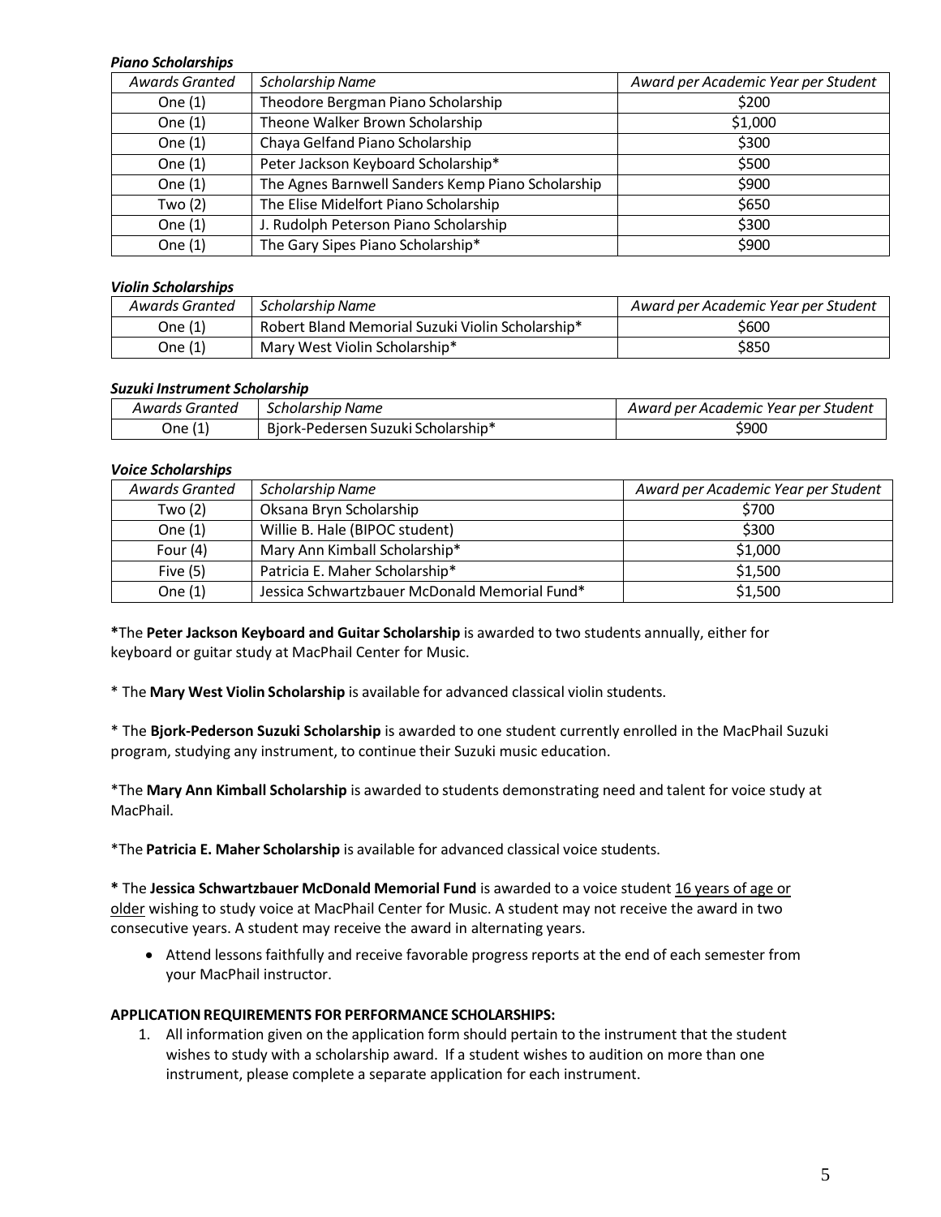***Piano Scholarships***

| *Awards Granted* | *Scholarship Name* | *Award per Academic Year per Student* |
|---|---|---|
| One (1) | Theodore Bergman Piano Scholarship | $200 |
| One (1) | Theone Walker Brown Scholarship | $1,000 |
| One (1) | Chaya Gelfand Piano Scholarship | $300 |
| One (1) | Peter Jackson Keyboard Scholarship* | $500 |
| One (1) | The Agnes Barnwell Sanders Kemp Piano Scholarship | $900 |
| Two (2) | The Elise Midelfort Piano Scholarship | $650 |
| One (1) | J. Rudolph Peterson Piano Scholarship | $300 |
| One (1) | The Gary Sipes Piano Scholarship* | $900 |

***Violin Scholarships***

| *Awards Granted* | *Scholarship Name* | *Award per Academic Year per Student* |
|---|---|---|
| One (1) | Robert Bland Memorial Suzuki Violin Scholarship* | $600 |
| One (1) | Mary West Violin Scholarship* | $850 |

***Suzuki Instrument Scholarship***

| *Awards Granted* | *Scholarship Name* | *Award per Academic Year per Student* |
|---|---|---|
| One (1) | Bjork-Pedersen Suzuki Scholarship* | $900 |

***Voice Scholarships***

| *Awards Granted* | *Scholarship Name* | *Award per Academic Year per Student* |
|---|---|---|
| Two (2) | Oksana Bryn Scholarship | $700 |
| One (1) | Willie B. Hale (BIPOC student) | $300 |
| Four (4) | Mary Ann Kimball Scholarship* | $1,000 |
| Five (5) | Patricia E. Maher Scholarship* | $1,500 |
| One (1) | Jessica Schwartzbauer McDonald Memorial Fund* | $1,500 |

**\***The **Peter Jackson Keyboard and Guitar Scholarship** is awarded to two students annually, either for keyboard or guitar study at MacPhail Center for Music.

\* The **Mary West Violin Scholarship** is available for advanced classical violin students.

\* The **Bjork-Pederson Suzuki Scholarship** is awarded to one student currently enrolled in the MacPhail Suzuki program, studying any instrument, to continue their Suzuki music education.

\*The **Mary Ann Kimball Scholarship** is awarded to students demonstrating need and talent for voice study at MacPhail.

\*The **Patricia E. Maher Scholarship** is available for advanced classical voice students.

**\*** The **Jessica Schwartzbauer McDonald Memorial Fund** is awarded to a voice student <u>16 years of age or older</u> wishing to study voice at MacPhail Center for Music. A student may not receive the award in two consecutive years. A student may receive the award in alternating years.

- Attend lessons faithfully and receive favorable progress reports at the end of each semester from your MacPhail instructor.

**APPLICATION REQUIREMENTS FOR PERFORMANCE SCHOLARSHIPS:**

1. All information given on the application form should pertain to the instrument that the student wishes to study with a scholarship award. If a student wishes to audition on more than one instrument, please complete a separate application for each instrument.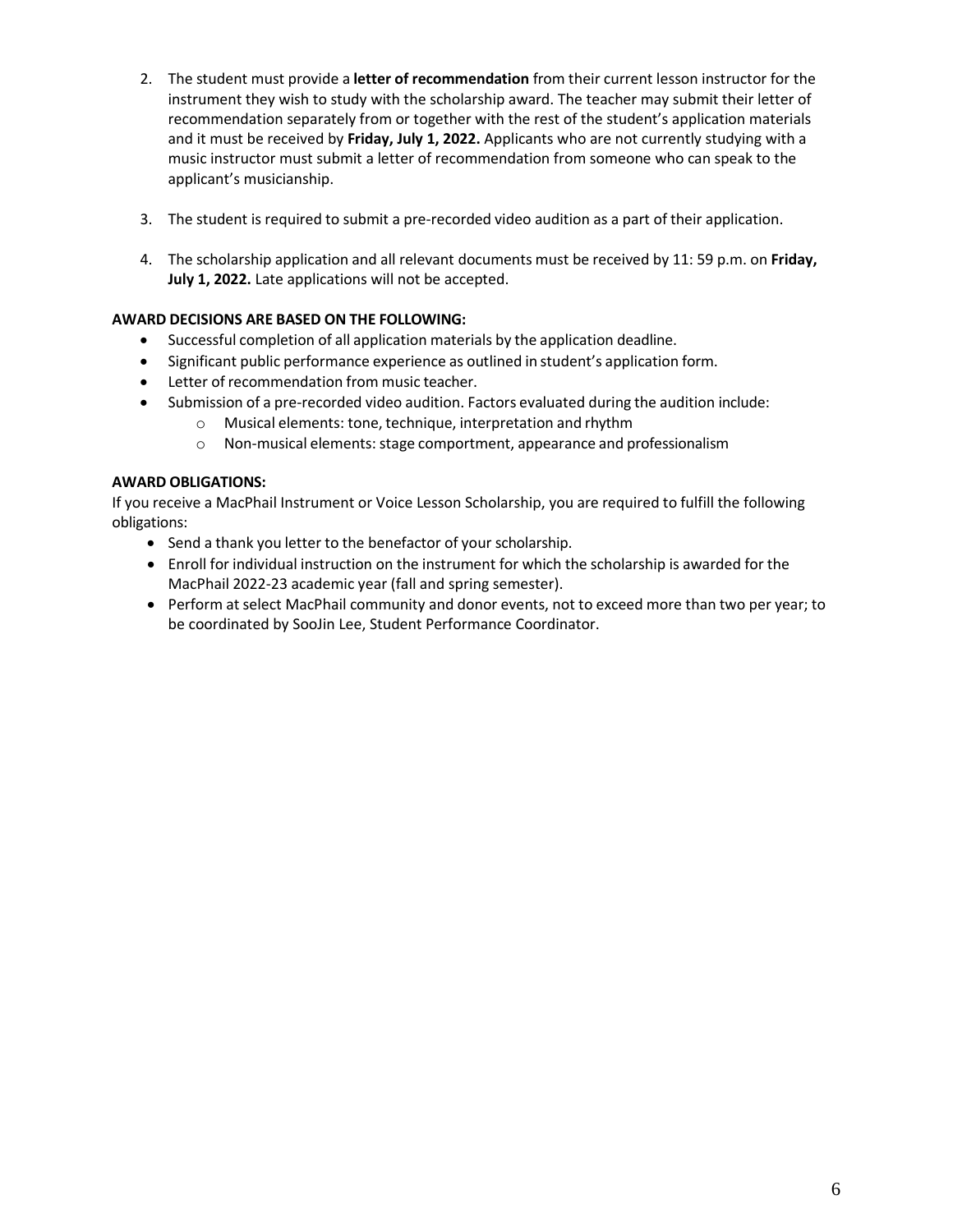2. The student must provide a **letter of recommendation** from their current lesson instructor for the instrument they wish to study with the scholarship award. The teacher may submit their letter of recommendation separately from or together with the rest of the student's application materials and it must be received by **Friday, July 1, 2022.** Applicants who are not currently studying with a music instructor must submit a letter of recommendation from someone who can speak to the applicant's musicianship.

3. The student is required to submit a pre-recorded video audition as a part of their application.

4. The scholarship application and all relevant documents must be received by 11: 59 p.m. on **Friday, July 1, 2022.** Late applications will not be accepted.

**AWARD DECISIONS ARE BASED ON THE FOLLOWING:**

- Successful completion of all application materials by the application deadline.
- Significant public performance experience as outlined in student's application form.
- Letter of recommendation from music teacher.
- Submission of a pre-recorded video audition. Factors evaluated during the audition include:
  - Musical elements: tone, technique, interpretation and rhythm
  - Non-musical elements: stage comportment, appearance and professionalism

**AWARD OBLIGATIONS:**

If you receive a MacPhail Instrument or Voice Lesson Scholarship, you are required to fulfill the following obligations:

- Send a thank you letter to the benefactor of your scholarship.
- Enroll for individual instruction on the instrument for which the scholarship is awarded for the MacPhail 2022-23 academic year (fall and spring semester).
- Perform at select MacPhail community and donor events, not to exceed more than two per year; to be coordinated by SooJin Lee, Student Performance Coordinator.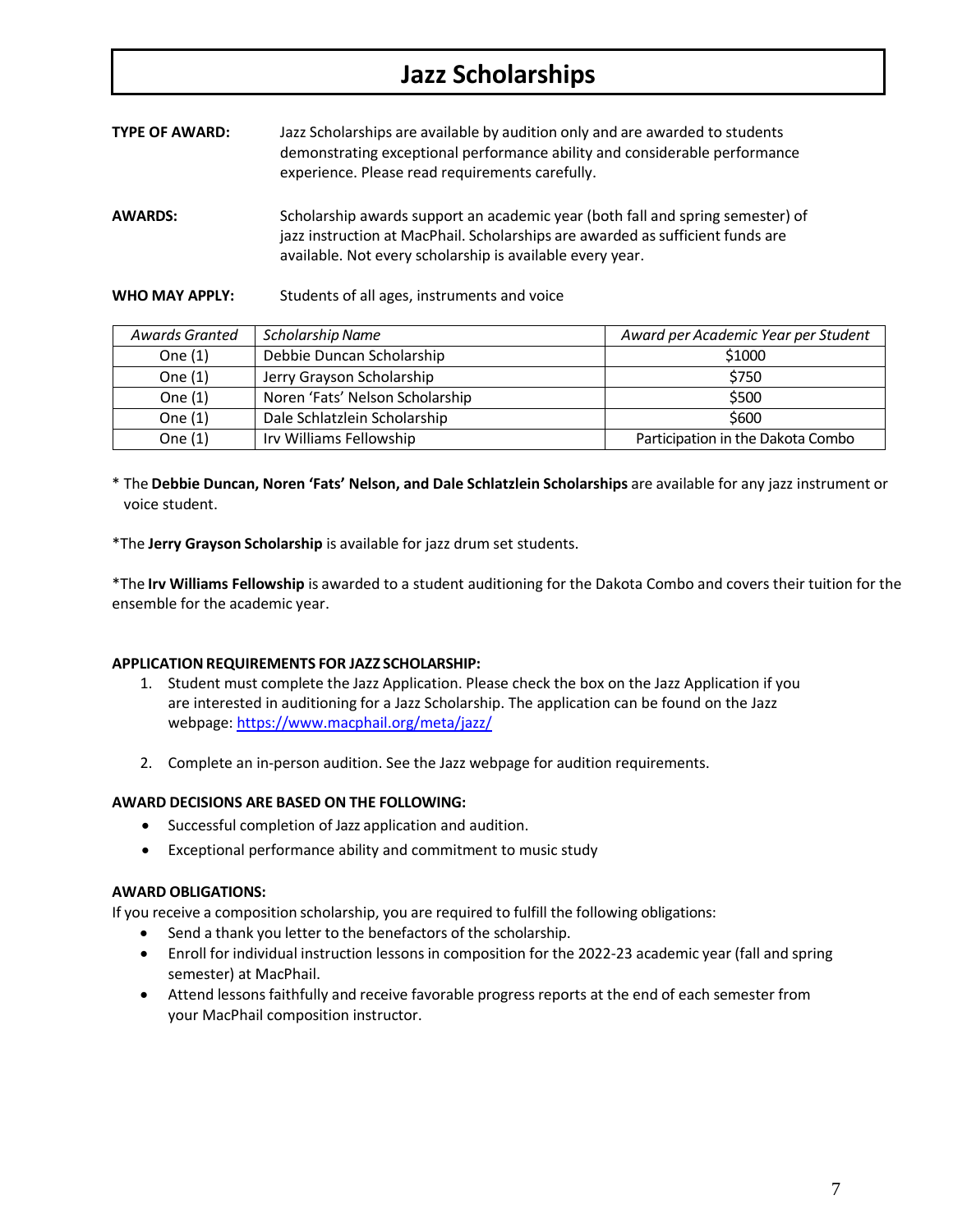# Jazz Scholarships

**TYPE OF AWARD:** Jazz Scholarships are available by audition only and are awarded to students demonstrating exceptional performance ability and considerable performance experience. Please read requirements carefully.

**AWARDS:** Scholarship awards support an academic year (both fall and spring semester) of jazz instruction at MacPhail. Scholarships are awarded as sufficient funds are available. Not every scholarship is available every year.

**WHO MAY APPLY:** Students of all ages, instruments and voice

| *Awards Granted* | *Scholarship Name* | *Award per Academic Year per Student* |
|---|---|---|
| One (1) | Debbie Duncan Scholarship | $1000 |
| One (1) | Jerry Grayson Scholarship | $750 |
| One (1) | Noren 'Fats' Nelson Scholarship | $500 |
| One (1) | Dale Schlatzlein Scholarship | $600 |
| One (1) | Irv Williams Fellowship | Participation in the Dakota Combo |

* The **Debbie Duncan, Noren 'Fats' Nelson, and Dale Schlatzlein Scholarships** are available for any jazz instrument or voice student.

*The **Jerry Grayson Scholarship** is available for jazz drum set students.

*The **Irv Williams Fellowship** is awarded to a student auditioning for the Dakota Combo and covers their tuition for the ensemble for the academic year.

**APPLICATION REQUIREMENTS FOR JAZZ SCHOLARSHIP:**

1. Student must complete the Jazz Application. Please check the box on the Jazz Application if you are interested in auditioning for a Jazz Scholarship. The application can be found on the Jazz webpage: https://www.macphail.org/meta/jazz/
2. Complete an in-person audition. See the Jazz webpage for audition requirements.

**AWARD DECISIONS ARE BASED ON THE FOLLOWING:**

- Successful completion of Jazz application and audition.
- Exceptional performance ability and commitment to music study

**AWARD OBLIGATIONS:**

If you receive a composition scholarship, you are required to fulfill the following obligations:

- Send a thank you letter to the benefactors of the scholarship.
- Enroll for individual instruction lessons in composition for the 2022-23 academic year (fall and spring semester) at MacPhail.
- Attend lessons faithfully and receive favorable progress reports at the end of each semester from your MacPhail composition instructor.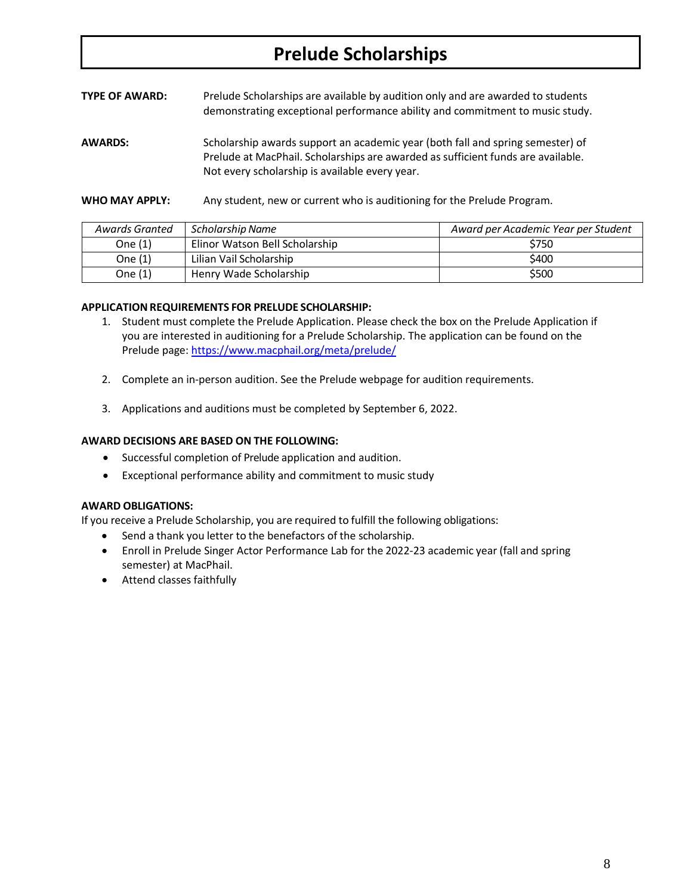# Prelude Scholarships

**TYPE OF AWARD:** Prelude Scholarships are available by audition only and are awarded to students demonstrating exceptional performance ability and commitment to music study.

**AWARDS:** Scholarship awards support an academic year (both fall and spring semester) of Prelude at MacPhail. Scholarships are awarded as sufficient funds are available. Not every scholarship is available every year.

**WHO MAY APPLY:** Any student, new or current who is auditioning for the Prelude Program.

| *Awards Granted* | *Scholarship Name* | *Award per Academic Year per Student* |
|---|---|---|
| One (1) | Elinor Watson Bell Scholarship | $750 |
| One (1) | Lilian Vail Scholarship | $400 |
| One (1) | Henry Wade Scholarship | $500 |

**APPLICATION REQUIREMENTS FOR PRELUDE SCHOLARSHIP:**

1. Student must complete the Prelude Application. Please check the box on the Prelude Application if you are interested in auditioning for a Prelude Scholarship. The application can be found on the Prelude page: https://www.macphail.org/meta/prelude/
2. Complete an in-person audition. See the Prelude webpage for audition requirements.
3. Applications and auditions must be completed by September 6, 2022.

**AWARD DECISIONS ARE BASED ON THE FOLLOWING:**

- Successful completion of Prelude application and audition.
- Exceptional performance ability and commitment to music study

**AWARD OBLIGATIONS:**

If you receive a Prelude Scholarship, you are required to fulfill the following obligations:

- Send a thank you letter to the benefactors of the scholarship.
- Enroll in Prelude Singer Actor Performance Lab for the 2022-23 academic year (fall and spring semester) at MacPhail.
- Attend classes faithfully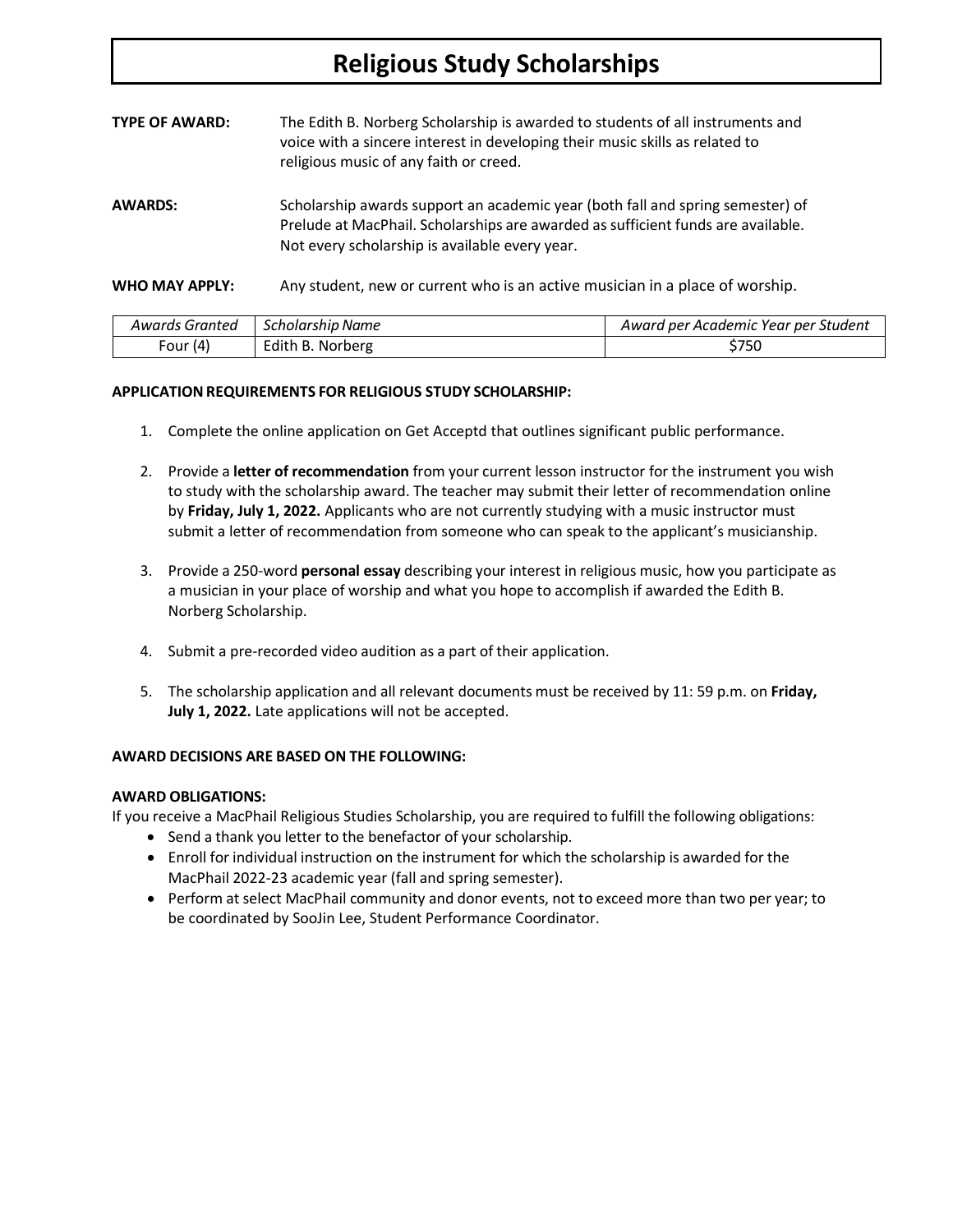# Religious Study Scholarships

**TYPE OF AWARD:** The Edith B. Norberg Scholarship is awarded to students of all instruments and voice with a sincere interest in developing their music skills as related to religious music of any faith or creed.

**AWARDS:** Scholarship awards support an academic year (both fall and spring semester) of Prelude at MacPhail. Scholarships are awarded as sufficient funds are available. Not every scholarship is available every year.

**WHO MAY APPLY:** Any student, new or current who is an active musician in a place of worship.

| *Awards Granted* | *Scholarship Name* | *Award per Academic Year per Student* |
|---|---|---|
| Four (4) | Edith B. Norberg | $750 |

**APPLICATION REQUIREMENTS FOR RELIGIOUS STUDY SCHOLARSHIP:**

1. Complete the online application on Get Acceptd that outlines significant public performance.
2. Provide a **letter of recommendation** from your current lesson instructor for the instrument you wish to study with the scholarship award. The teacher may submit their letter of recommendation online by **Friday, July 1, 2022.** Applicants who are not currently studying with a music instructor must submit a letter of recommendation from someone who can speak to the applicant's musicianship.
3. Provide a 250-word **personal essay** describing your interest in religious music, how you participate as a musician in your place of worship and what you hope to accomplish if awarded the Edith B. Norberg Scholarship.
4. Submit a pre-recorded video audition as a part of their application.
5. The scholarship application and all relevant documents must be received by 11: 59 p.m. on **Friday, July 1, 2022.** Late applications will not be accepted.

**AWARD DECISIONS ARE BASED ON THE FOLLOWING:**

**AWARD OBLIGATIONS:**

If you receive a MacPhail Religious Studies Scholarship, you are required to fulfill the following obligations:

- Send a thank you letter to the benefactor of your scholarship.
- Enroll for individual instruction on the instrument for which the scholarship is awarded for the MacPhail 2022-23 academic year (fall and spring semester).
- Perform at select MacPhail community and donor events, not to exceed more than two per year; to be coordinated by SooJin Lee, Student Performance Coordinator.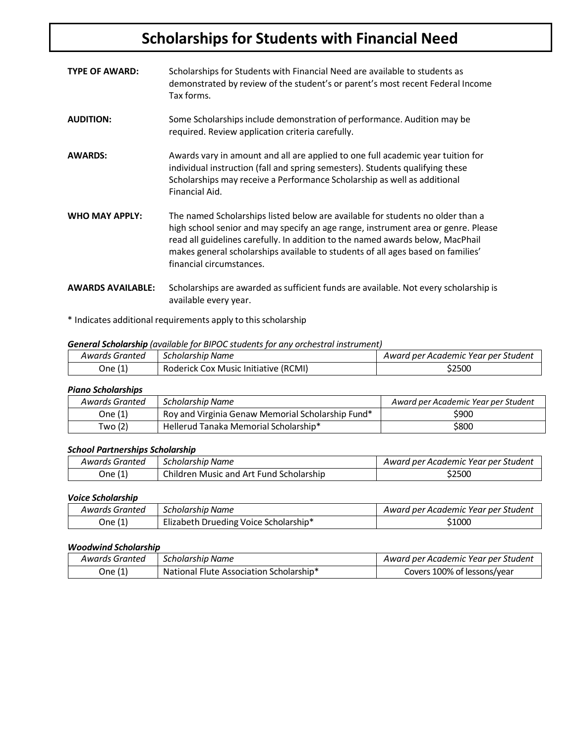# Scholarships for Students with Financial Need

**TYPE OF AWARD:** Scholarships for Students with Financial Need are available to students as demonstrated by review of the student's or parent's most recent Federal Income Tax forms.

**AUDITION:** Some Scholarships include demonstration of performance. Audition may be required. Review application criteria carefully.

**AWARDS:** Awards vary in amount and all are applied to one full academic year tuition for individual instruction (fall and spring semesters). Students qualifying these Scholarships may receive a Performance Scholarship as well as additional Financial Aid.

**WHO MAY APPLY:** The named Scholarships listed below are available for students no older than a high school senior and may specify an age range, instrument area or genre. Please read all guidelines carefully. In addition to the named awards below, MacPhail makes general scholarships available to students of all ages based on families' financial circumstances.

**AWARDS AVAILABLE:** Scholarships are awarded as sufficient funds are available. Not every scholarship is available every year.

* Indicates additional requirements apply to this scholarship

***General Scholarship*** *(available for BIPOC students for any orchestral instrument)*

| *Awards Granted* | *Scholarship Name* | *Award per Academic Year per Student* |
|---|---|---|
| One (1) | Roderick Cox Music Initiative (RCMI) | $2500 |

***Piano Scholarships***

| *Awards Granted* | *Scholarship Name* | *Award per Academic Year per Student* |
|---|---|---|
| One (1) | Roy and Virginia Genaw Memorial Scholarship Fund* | $900 |
| Two (2) | Hellerud Tanaka Memorial Scholarship* | $800 |

***School Partnerships Scholarship***

| *Awards Granted* | *Scholarship Name* | *Award per Academic Year per Student* |
|---|---|---|
| One (1) | Children Music and Art Fund Scholarship | $2500 |

***Voice Scholarship***

| *Awards Granted* | *Scholarship Name* | *Award per Academic Year per Student* |
|---|---|---|
| One (1) | Elizabeth Drueding Voice Scholarship* | $1000 |

***Woodwind Scholarship***

| *Awards Granted* | *Scholarship Name* | *Award per Academic Year per Student* |
|---|---|---|
| One (1) | National Flute Association Scholarship* | Covers 100% of lessons/year |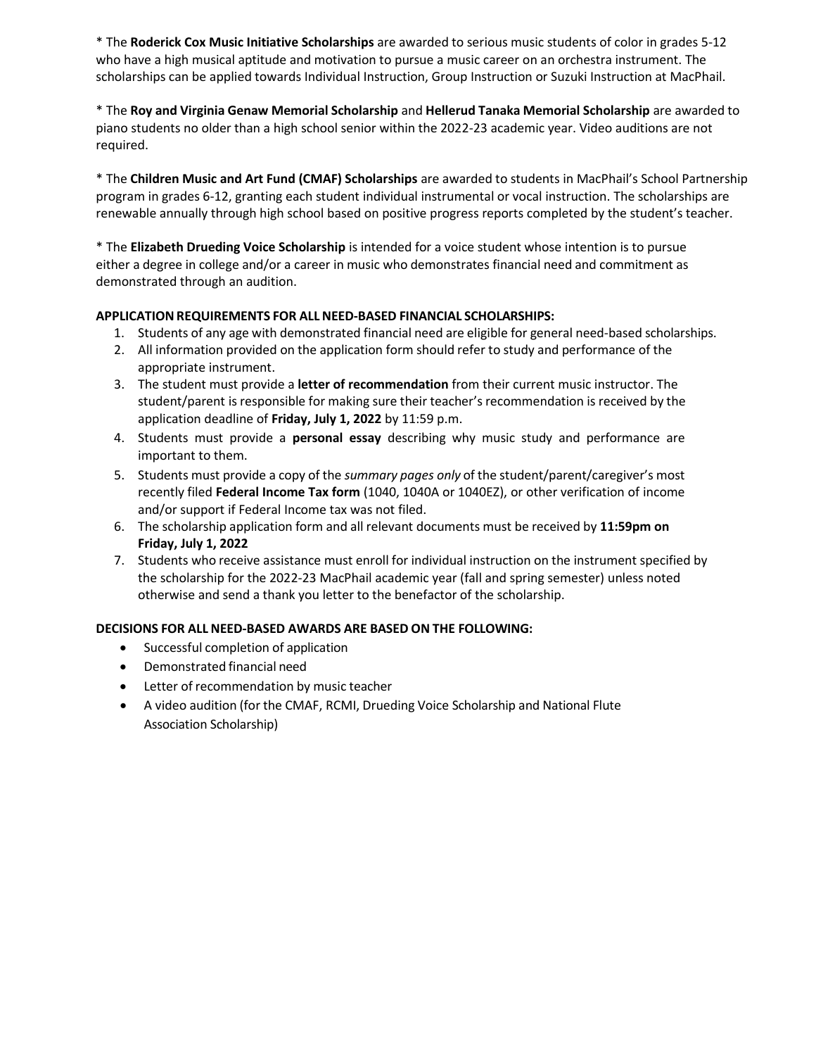* The **Roderick Cox Music Initiative Scholarships** are awarded to serious music students of color in grades 5-12 who have a high musical aptitude and motivation to pursue a music career on an orchestra instrument. The scholarships can be applied towards Individual Instruction, Group Instruction or Suzuki Instruction at MacPhail.

* The **Roy and Virginia Genaw Memorial Scholarship** and **Hellerud Tanaka Memorial Scholarship** are awarded to piano students no older than a high school senior within the 2022-23 academic year. Video auditions are not required.

* The **Children Music and Art Fund (CMAF) Scholarships** are awarded to students in MacPhail's School Partnership program in grades 6-12, granting each student individual instrumental or vocal instruction. The scholarships are renewable annually through high school based on positive progress reports completed by the student's teacher.

* The **Elizabeth Drueding Voice Scholarship** is intended for a voice student whose intention is to pursue either a degree in college and/or a career in music who demonstrates financial need and commitment as demonstrated through an audition.

**APPLICATION REQUIREMENTS FOR ALL NEED-BASED FINANCIAL SCHOLARSHIPS:**

1. Students of any age with demonstrated financial need are eligible for general need-based scholarships.
2. All information provided on the application form should refer to study and performance of the appropriate instrument.
3. The student must provide a **letter of recommendation** from their current music instructor. The student/parent is responsible for making sure their teacher's recommendation is received by the application deadline of **Friday, July 1, 2022** by 11:59 p.m.
4. Students must provide a **personal essay** describing why music study and performance are important to them.
5. Students must provide a copy of the *summary pages only* of the student/parent/caregiver's most recently filed **Federal Income Tax form** (1040, 1040A or 1040EZ), or other verification of income and/or support if Federal Income tax was not filed.
6. The scholarship application form and all relevant documents must be received by **11:59pm on Friday, July 1, 2022**
7. Students who receive assistance must enroll for individual instruction on the instrument specified by the scholarship for the 2022-23 MacPhail academic year (fall and spring semester) unless noted otherwise and send a thank you letter to the benefactor of the scholarship.

**DECISIONS FOR ALL NEED-BASED AWARDS ARE BASED ON THE FOLLOWING:**

- Successful completion of application
- Demonstrated financial need
- Letter of recommendation by music teacher
- A video audition (for the CMAF, RCMI, Drueding Voice Scholarship and National Flute Association Scholarship)